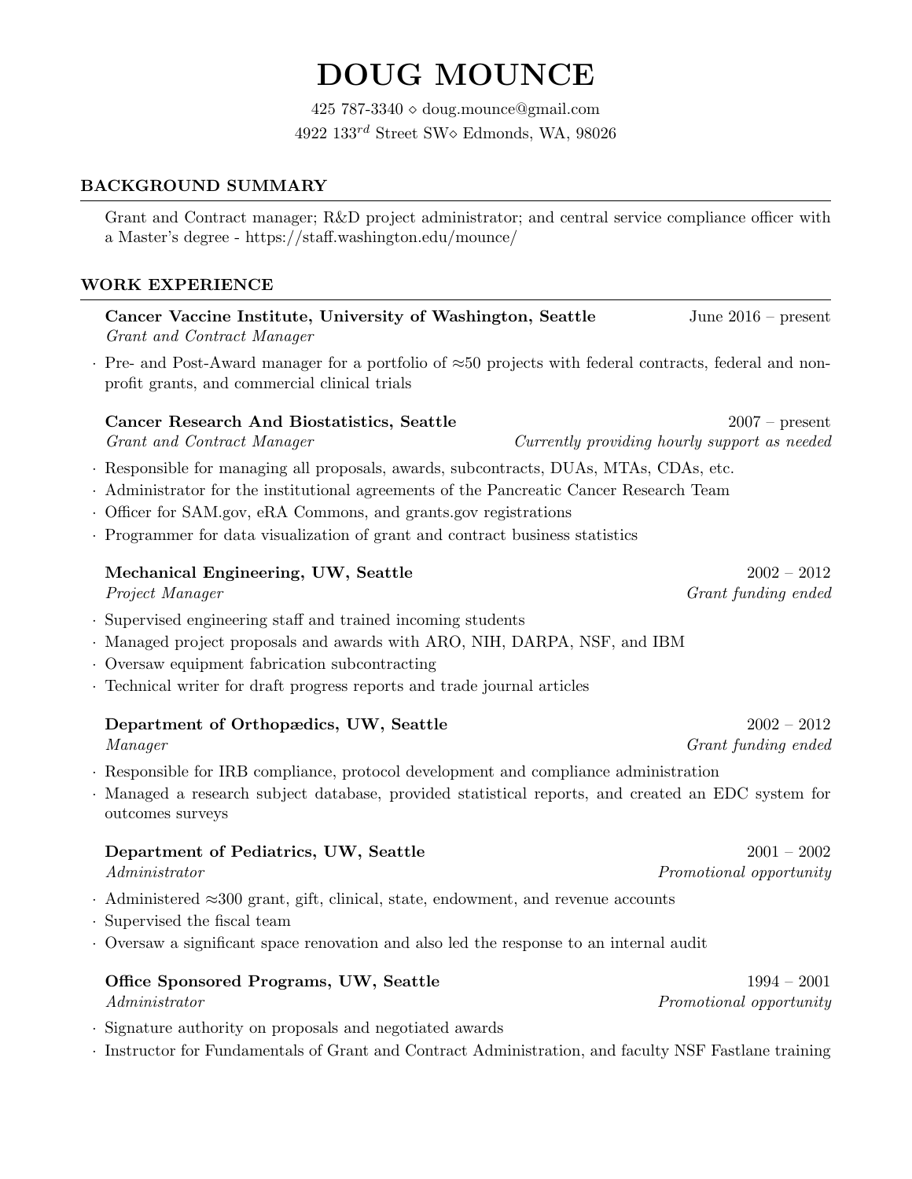# DOUG MOUNCE

425 787-3340 ⋄ doug.mounce@gmail.com
4922 133$^{rd}$ Street SW⋄ Edmonds, WA, 98026

## BACKGROUND SUMMARY

Grant and Contract manager; R&D project administrator; and central service compliance officer with a Master's degree - https://staff.washington.edu/mounce/

## WORK EXPERIENCE

**Cancer Vaccine Institute, University of Washington, Seattle** — June 2016 – present
*Grant and Contract Manager*

- Pre- and Post-Award manager for a portfolio of ≈50 projects with federal contracts, federal and non-profit grants, and commercial clinical trials

**Cancer Research And Biostatistics, Seattle** — 2007 – present
*Grant and Contract Manager* — *Currently providing hourly support as needed*

- Responsible for managing all proposals, awards, subcontracts, DUAs, MTAs, CDAs, etc.
- Administrator for the institutional agreements of the Pancreatic Cancer Research Team
- Officer for SAM.gov, eRA Commons, and grants.gov registrations
- Programmer for data visualization of grant and contract business statistics

**Mechanical Engineering, UW, Seattle** — 2002 – 2012
*Project Manager* — *Grant funding ended*

- Supervised engineering staff and trained incoming students
- Managed project proposals and awards with ARO, NIH, DARPA, NSF, and IBM
- Oversaw equipment fabrication subcontracting
- Technical writer for draft progress reports and trade journal articles

**Department of Orthopædics, UW, Seattle** — 2002 – 2012
*Manager* — *Grant funding ended*

- Responsible for IRB compliance, protocol development and compliance administration
- Managed a research subject database, provided statistical reports, and created an EDC system for outcomes surveys

**Department of Pediatrics, UW, Seattle** — 2001 – 2002
*Administrator* — *Promotional opportunity*

- Administered ≈300 grant, gift, clinical, state, endowment, and revenue accounts
- Supervised the fiscal team
- Oversaw a significant space renovation and also led the response to an internal audit

**Office Sponsored Programs, UW, Seattle** — 1994 – 2001
*Administrator* — *Promotional opportunity*

- Signature authority on proposals and negotiated awards
- Instructor for Fundamentals of Grant and Contract Administration, and faculty NSF Fastlane training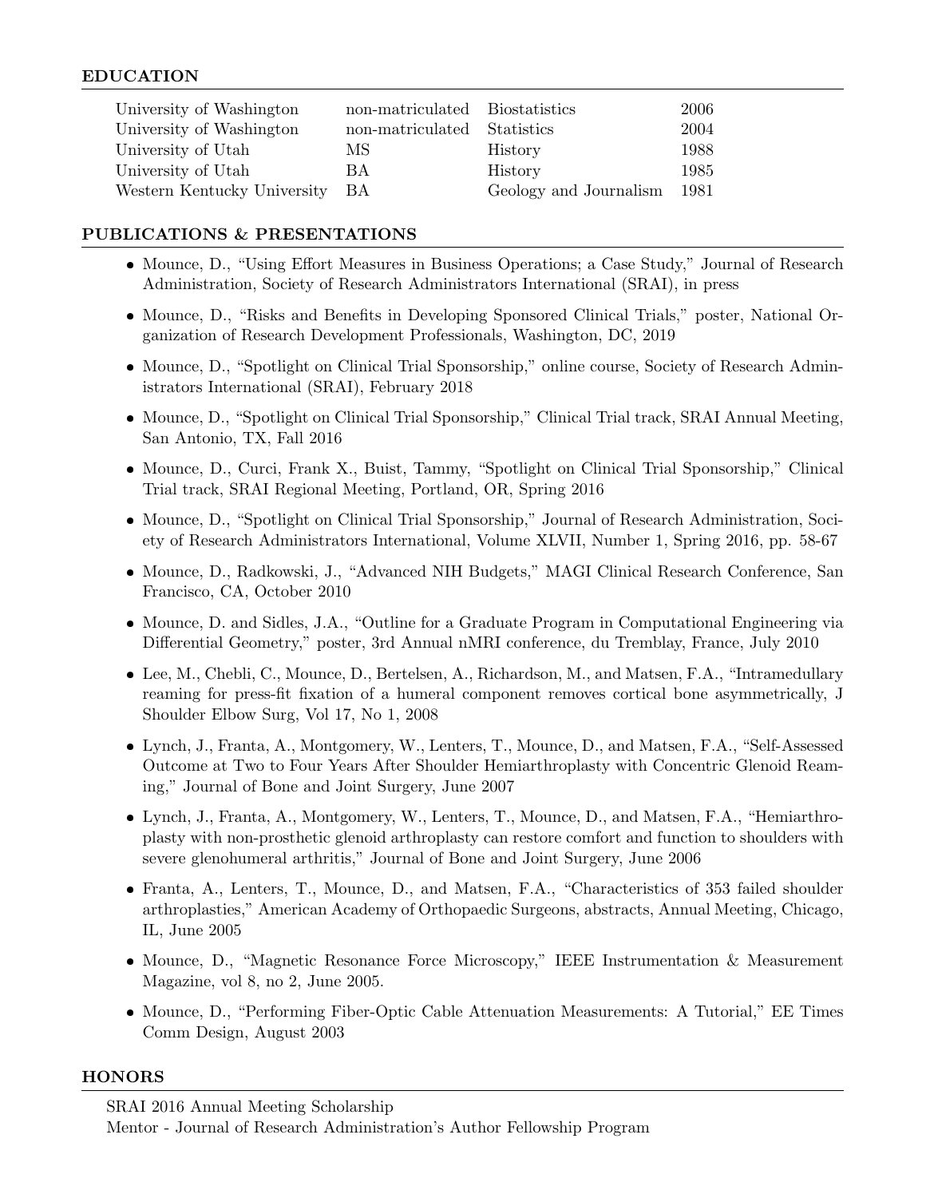## EDUCATION

| | | | |
|---|---|---|---|
| University of Washington | non-matriculated | Biostatistics | 2006 |
| University of Washington | non-matriculated | Statistics | 2004 |
| University of Utah | MS | History | 1988 |
| University of Utah | BA | History | 1985 |
| Western Kentucky University | BA | Geology and Journalism | 1981 |

## PUBLICATIONS & PRESENTATIONS

- Mounce, D., "Using Effort Measures in Business Operations; a Case Study," Journal of Research Administration, Society of Research Administrators International (SRAI), in press
- Mounce, D., "Risks and Benefits in Developing Sponsored Clinical Trials," poster, National Organization of Research Development Professionals, Washington, DC, 2019
- Mounce, D., "Spotlight on Clinical Trial Sponsorship," online course, Society of Research Administrators International (SRAI), February 2018
- Mounce, D., "Spotlight on Clinical Trial Sponsorship," Clinical Trial track, SRAI Annual Meeting, San Antonio, TX, Fall 2016
- Mounce, D., Curci, Frank X., Buist, Tammy, "Spotlight on Clinical Trial Sponsorship," Clinical Trial track, SRAI Regional Meeting, Portland, OR, Spring 2016
- Mounce, D., "Spotlight on Clinical Trial Sponsorship," Journal of Research Administration, Society of Research Administrators International, Volume XLVII, Number 1, Spring 2016, pp. 58-67
- Mounce, D., Radkowski, J., "Advanced NIH Budgets," MAGI Clinical Research Conference, San Francisco, CA, October 2010
- Mounce, D. and Sidles, J.A., "Outline for a Graduate Program in Computational Engineering via Differential Geometry," poster, 3rd Annual nMRI conference, du Tremblay, France, July 2010
- Lee, M., Chebli, C., Mounce, D., Bertelsen, A., Richardson, M., and Matsen, F.A., "Intramedullary reaming for press-fit fixation of a humeral component removes cortical bone asymmetrically, J Shoulder Elbow Surg, Vol 17, No 1, 2008
- Lynch, J., Franta, A., Montgomery, W., Lenters, T., Mounce, D., and Matsen, F.A., "Self-Assessed Outcome at Two to Four Years After Shoulder Hemiarthroplasty with Concentric Glenoid Reaming," Journal of Bone and Joint Surgery, June 2007
- Lynch, J., Franta, A., Montgomery, W., Lenters, T., Mounce, D., and Matsen, F.A., "Hemiarthroplasty with non-prosthetic glenoid arthroplasty can restore comfort and function to shoulders with severe glenohumeral arthritis," Journal of Bone and Joint Surgery, June 2006
- Franta, A., Lenters, T., Mounce, D., and Matsen, F.A., "Characteristics of 353 failed shoulder arthroplasties," American Academy of Orthopaedic Surgeons, abstracts, Annual Meeting, Chicago, IL, June 2005
- Mounce, D., "Magnetic Resonance Force Microscopy," IEEE Instrumentation & Measurement Magazine, vol 8, no 2, June 2005.
- Mounce, D., "Performing Fiber-Optic Cable Attenuation Measurements: A Tutorial," EE Times Comm Design, August 2003

## HONORS

SRAI 2016 Annual Meeting Scholarship
Mentor - Journal of Research Administration's Author Fellowship Program